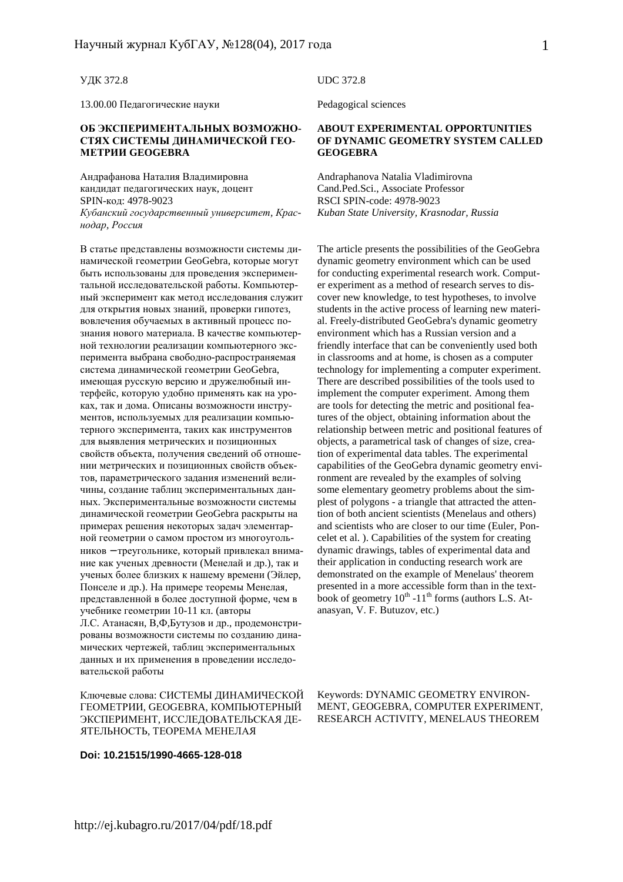УДК 372.8

13.00.00 Педагогические науки

## ОБ ЭКСПЕРИМЕНТАЛЬНЫХ ВОЗМОЖНОСТЯХ СИСТЕМЫ ДИНАМИЧЕСКОЙ ГЕОМЕТРИИ GEOGEBRA

Андрафанова Наталия Владимировна
кандидат педагогических наук, доцент
SPIN-код: 4978-9023
*Кубанский государственный университет, Краснодар, Россия*

В статье представлены возможности системы динамической геометрии GeoGebra, которые могут быть использованы для проведения экспериментальной исследовательской работы. Компьютерный эксперимент как метод исследования служит для открытия новых знаний, проверки гипотез, вовлечения обучаемых в активный процесс познания нового материала. В качестве компьютерной технологии реализации компьютерного эксперимента выбрана свободно-распространяемая система динамической геометрии GeoGebra, имеющая русскую версию и дружелюбный интерфейс, которую удобно применять как на уроках, так и дома. Описаны возможности инструментов, используемых для реализации компьютерного эксперимента, таких как инструментов для выявления метрических и позиционных свойств объекта, получения сведений об отношении метрических и позиционных свойств объектов, параметрического задания изменений величины, создание таблиц экспериментальных данных. Экспериментальные возможности системы динамической геометрии GeoGebra раскрыты на примерах решения некоторых задач элементарной геометрии о самом простом из многоугольников – треугольнике, который привлекал внимание как ученых древности (Менелай и др.), так и ученых более близких к нашему времени (Эйлер, Понселе и др.). На примере теоремы Менелая, представленной в более доступной форме, чем в учебнике геометрии 10-11 кл. (авторы Л.С. Атанасян, В,Ф,Бутузов и др., продемонстрированы возможности системы по созданию динамических чертежей, таблиц экспериментальных данных и их применения в проведении исследовательской работы

Ключевые слова: СИСТЕМЫ ДИНАМИЧЕСКОЙ ГЕОМЕТРИИ, GEOGEBRA, КОМПЬЮТЕРНЫЙ ЭКСПЕРИМЕНТ, ИССЛЕДОВАТЕЛЬСКАЯ ДЕЯТЕЛЬНОСТЬ, ТЕОРЕМА МЕНЕЛАЯ

**Doi: 10.21515/1990-4665-128-018**

UDC 372.8

Pedagogical sciences

## ABOUT EXPERIMENTAL OPPORTUNITIES OF DYNAMIC GEOMETRY SYSTEM CALLED GEOGEBRA

Andraphanova Natalia Vladimirovna
Cand.Ped.Sci., Associate Professor
RSCI SPIN-code: 4978-9023
*Kuban State University, Krasnodar, Russia*

The article presents the possibilities of the GeoGebra dynamic geometry environment which can be used for conducting experimental research work. Computer experiment as a method of research serves to discover new knowledge, to test hypotheses, to involve students in the active process of learning new material. Freely-distributed GeoGebra's dynamic geometry environment which has a Russian version and a friendly interface that can be conveniently used both in classrooms and at home, is chosen as a computer technology for implementing a computer experiment. There are described possibilities of the tools used to implement the computer experiment. Among them are tools for detecting the metric and positional features of the object, obtaining information about the relationship between metric and positional features of objects, a parametrical task of changes of size, creation of experimental data tables. The experimental capabilities of the GeoGebra dynamic geometry environment are revealed by the examples of solving some elementary geometry problems about the simplest of polygons - a triangle that attracted the attention of both ancient scientists (Menelaus and others) and scientists who are closer to our time (Euler, Poncelet et al. ). Capabilities of the system for creating dynamic drawings, tables of experimental data and their application in conducting research work are demonstrated on the example of Menelaus' theorem presented in a more accessible form than in the textbook of geometry $10^{th}$ -$11^{th}$ forms (authors L.S. Atanasyan, V. F. Butuzov, etc.)

Keywords: DYNAMIC GEOMETRY ENVIRONMENT, GEOGEBRA, COMPUTER EXPERIMENT, RESEARCH ACTIVITY, MENELAUS THEOREM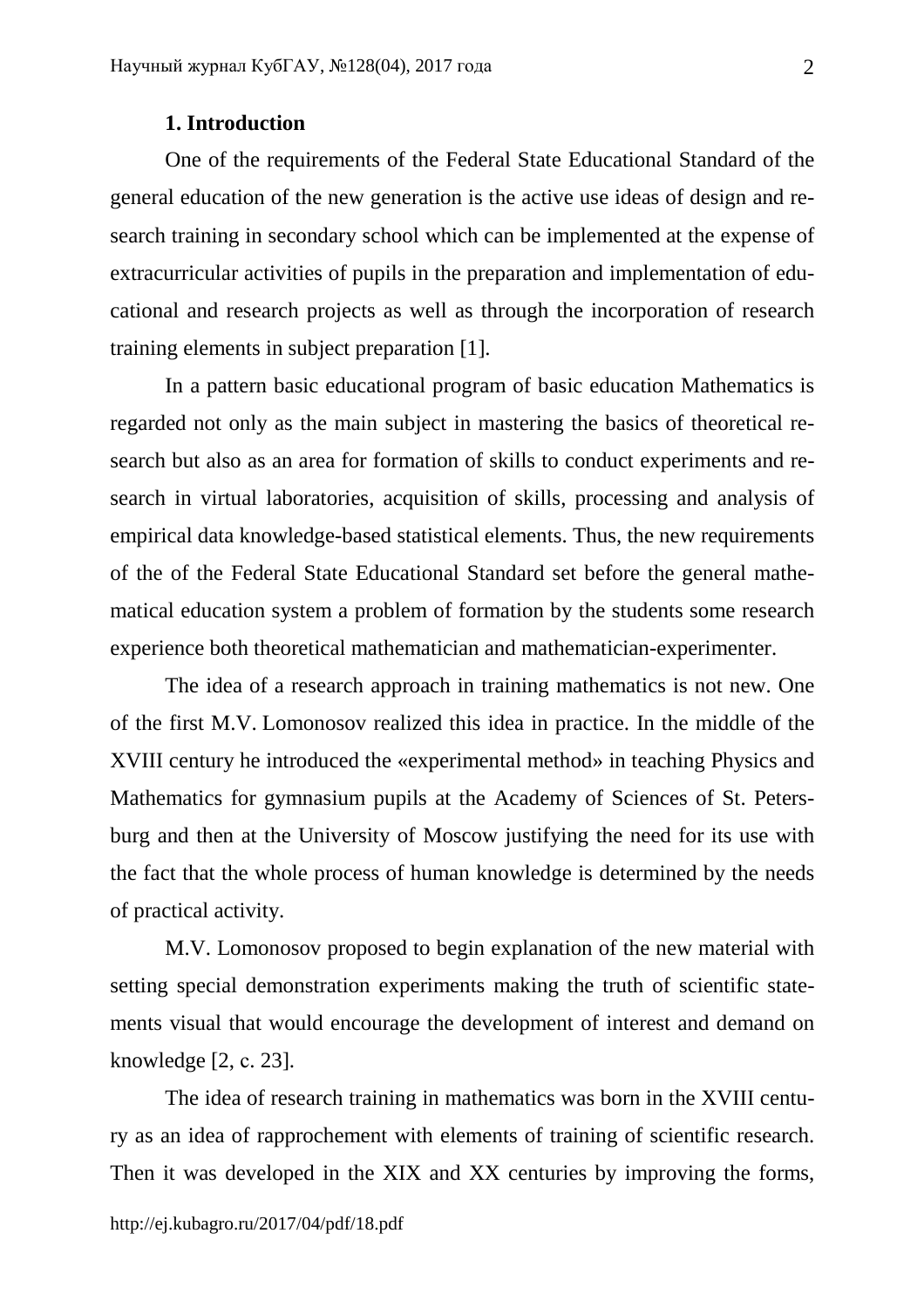## 1. Introduction

One of the requirements of the Federal State Educational Standard of the general education of the new generation is the active use ideas of design and research training in secondary school which can be implemented at the expense of extracurricular activities of pupils in the preparation and implementation of educational and research projects as well as through the incorporation of research training elements in subject preparation [1].

In a pattern basic educational program of basic education Mathematics is regarded not only as the main subject in mastering the basics of theoretical research but also as an area for formation of skills to conduct experiments and research in virtual laboratories, acquisition of skills, processing and analysis of empirical data knowledge-based statistical elements. Thus, the new requirements of the of the Federal State Educational Standard set before the general mathematical education system a problem of formation by the students some research experience both theoretical mathematician and mathematician-experimenter.

The idea of a research approach in training mathematics is not new. One of the first M.V. Lomonosov realized this idea in practice. In the middle of the XVIII century he introduced the «experimental method» in teaching Physics and Mathematics for gymnasium pupils at the Academy of Sciences of St. Petersburg and then at the University of Moscow justifying the need for its use with the fact that the whole process of human knowledge is determined by the needs of practical activity.

M.V. Lomonosov proposed to begin explanation of the new material with setting special demonstration experiments making the truth of scientific statements visual that would encourage the development of interest and demand on knowledge [2, c. 23].

The idea of research training in mathematics was born in the XVIII century as an idea of rapprochement with elements of training of scientific research. Then it was developed in the XIX and XX centuries by improving the forms,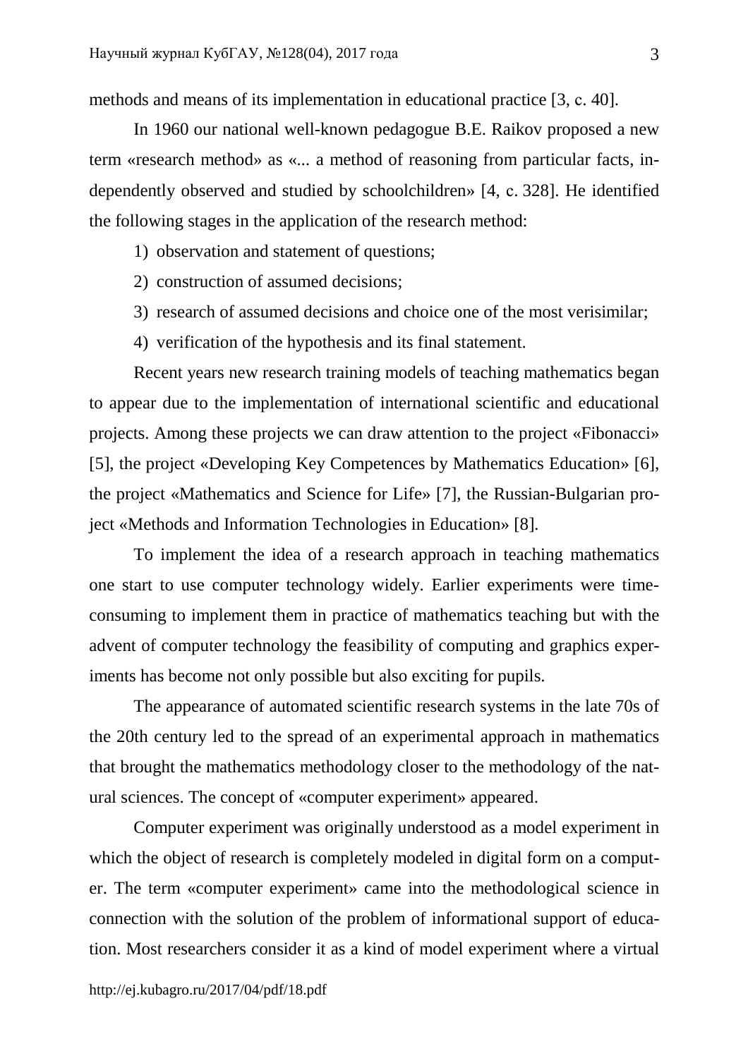methods and means of its implementation in educational practice [3, c. 40].

In 1960 our national well-known pedagogue B.E. Raikov proposed a new term «research method» as «... a method of reasoning from particular facts, independently observed and studied by schoolchildren» [4, c. 328]. He identified the following stages in the application of the research method:

1) observation and statement of questions;
2) construction of assumed decisions;
3) research of assumed decisions and choice one of the most verisimilar;
4) verification of the hypothesis and its final statement.

Recent years new research training models of teaching mathematics began to appear due to the implementation of international scientific and educational projects. Among these projects we can draw attention to the project «Fibonacci» [5], the project «Developing Key Competences by Mathematics Education» [6], the project «Mathematics and Science for Life» [7], the Russian-Bulgarian project «Methods and Information Technologies in Education» [8].

To implement the idea of a research approach in teaching mathematics one start to use computer technology widely. Earlier experiments were time-consuming to implement them in practice of mathematics teaching but with the advent of computer technology the feasibility of computing and graphics experiments has become not only possible but also exciting for pupils.

The appearance of automated scientific research systems in the late 70s of the 20th century led to the spread of an experimental approach in mathematics that brought the mathematics methodology closer to the methodology of the natural sciences. The concept of «computer experiment» appeared.

Computer experiment was originally understood as a model experiment in which the object of research is completely modeled in digital form on a computer. The term «computer experiment» came into the methodological science in connection with the solution of the problem of informational support of education. Most researchers consider it as a kind of model experiment where a virtual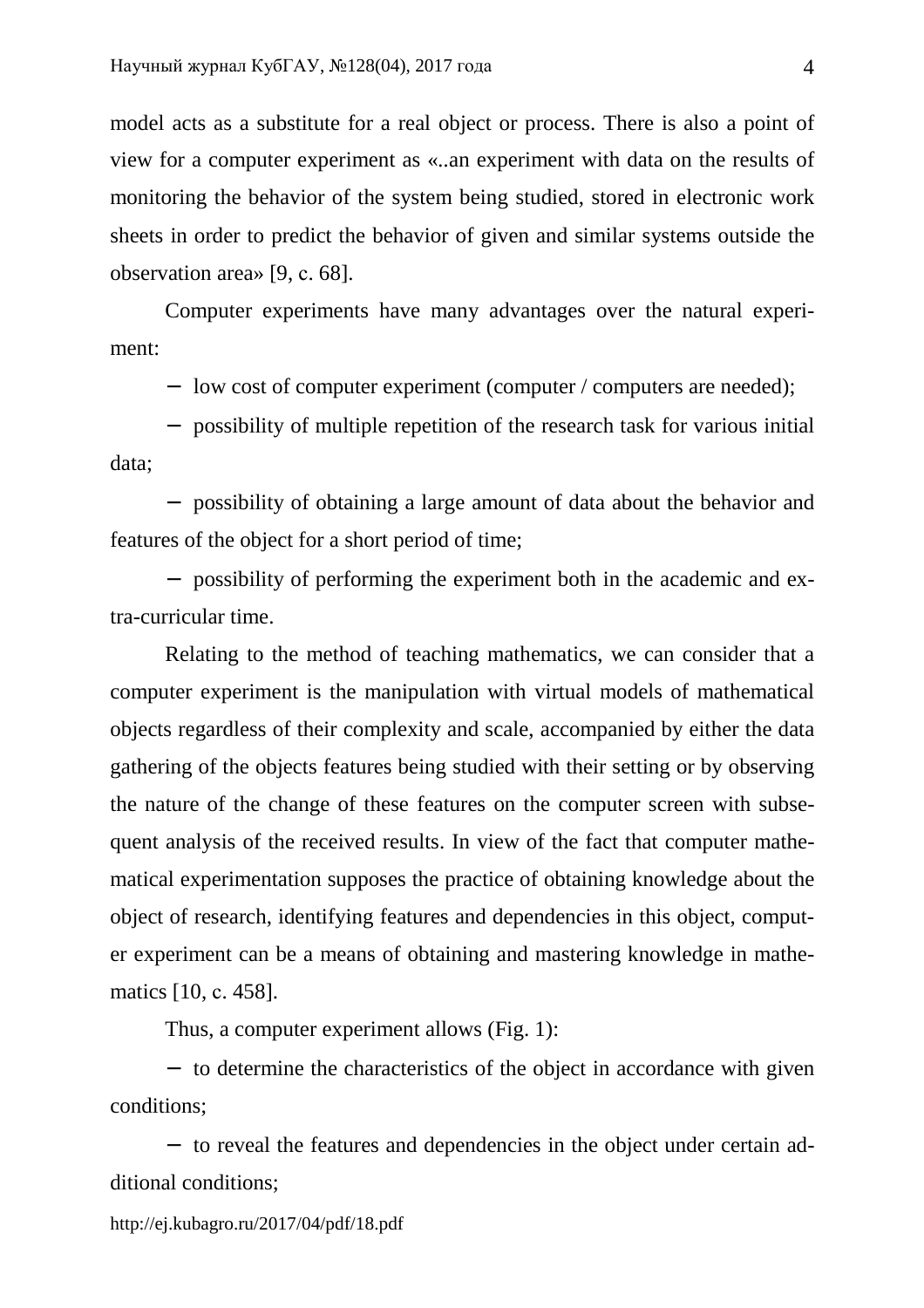model acts as a substitute for a real object or process. There is also a point of view for a computer experiment as «..an experiment with data on the results of monitoring the behavior of the system being studied, stored in electronic work sheets in order to predict the behavior of given and similar systems outside the observation area» [9, c. 68].

Computer experiments have many advantages over the natural experiment:

- low cost of computer experiment (computer / computers are needed);
- possibility of multiple repetition of the research task for various initial data;
- possibility of obtaining a large amount of data about the behavior and features of the object for a short period of time;
- possibility of performing the experiment both in the academic and extra-curricular time.

Relating to the method of teaching mathematics, we can consider that a computer experiment is the manipulation with virtual models of mathematical objects regardless of their complexity and scale, accompanied by either the data gathering of the objects features being studied with their setting or by observing the nature of the change of these features on the computer screen with subsequent analysis of the received results. In view of the fact that computer mathematical experimentation supposes the practice of obtaining knowledge about the object of research, identifying features and dependencies in this object, computer experiment can be a means of obtaining and mastering knowledge in mathematics [10, c. 458].

Thus, a computer experiment allows (Fig. 1):

- to determine the characteristics of the object in accordance with given conditions;
- to reveal the features and dependencies in the object under certain additional conditions;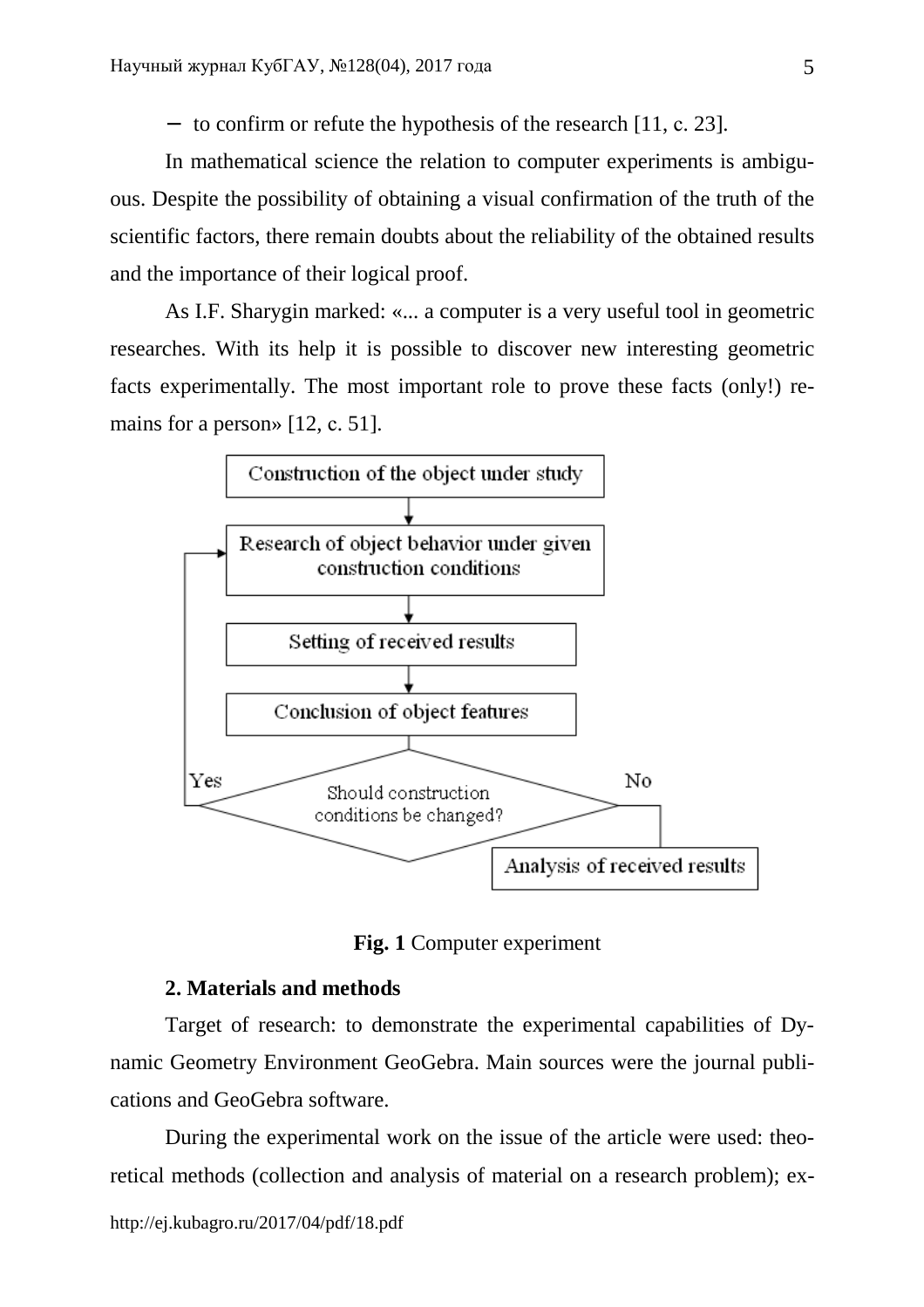− to confirm or refute the hypothesis of the research [11, c. 23].

In mathematical science the relation to computer experiments is ambiguous. Despite the possibility of obtaining a visual confirmation of the truth of the scientific factors, there remain doubts about the reliability of the obtained results and the importance of their logical proof.

As I.F. Sharygin marked: «... a computer is a very useful tool in geometric researches. With its help it is possible to discover new interesting geometric facts experimentally. The most important role to prove these facts (only!) remains for a person» [12, c. 51].

Construction of the object under study

Research of object behavior under given construction conditions

Setting of received results

Conclusion of object features

Should construction conditions be changed?

Yes

No

Analysis of received results

**Fig. 1** Computer experiment

**2. Materials and methods**

Target of research: to demonstrate the experimental capabilities of Dynamic Geometry Environment GeoGebra. Main sources were the journal publications and GeoGebra software.

During the experimental work on the issue of the article were used: theoretical methods (collection and analysis of material on a research problem); ex-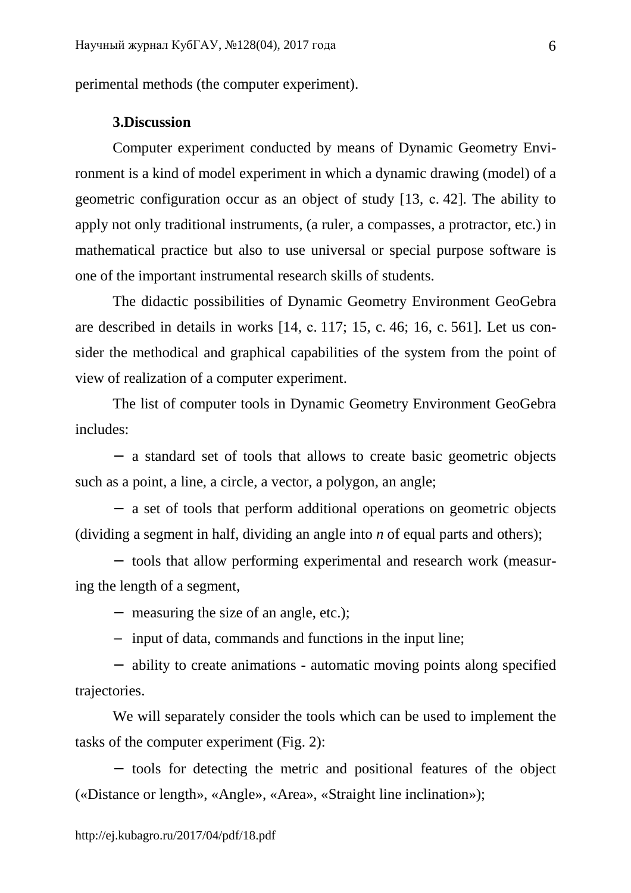perimental methods (the computer experiment).

### 3.Discussion

Computer experiment conducted by means of Dynamic Geometry Environment is a kind of model experiment in which a dynamic drawing (model) of a geometric configuration occur as an object of study [13, c. 42]. The ability to apply not only traditional instruments, (a ruler, a compasses, a protractor, etc.) in mathematical practice but also to use universal or special purpose software is one of the important instrumental research skills of students.

The didactic possibilities of Dynamic Geometry Environment GeoGebra are described in details in works [14, c. 117; 15, c. 46; 16, c. 561]. Let us consider the methodical and graphical capabilities of the system from the point of view of realization of a computer experiment.

The list of computer tools in Dynamic Geometry Environment GeoGebra includes:

− a standard set of tools that allows to create basic geometric objects such as a point, a line, a circle, a vector, a polygon, an angle;

− a set of tools that perform additional operations on geometric objects (dividing a segment in half, dividing an angle into *n* of equal parts and others);

− tools that allow performing experimental and research work (measuring the length of a segment,

− measuring the size of an angle, etc.);

− input of data, commands and functions in the input line;

− ability to create animations - automatic moving points along specified trajectories.

We will separately consider the tools which can be used to implement the tasks of the computer experiment (Fig. 2):

− tools for detecting the metric and positional features of the object («Distance or length», «Angle», «Area», «Straight line inclination»);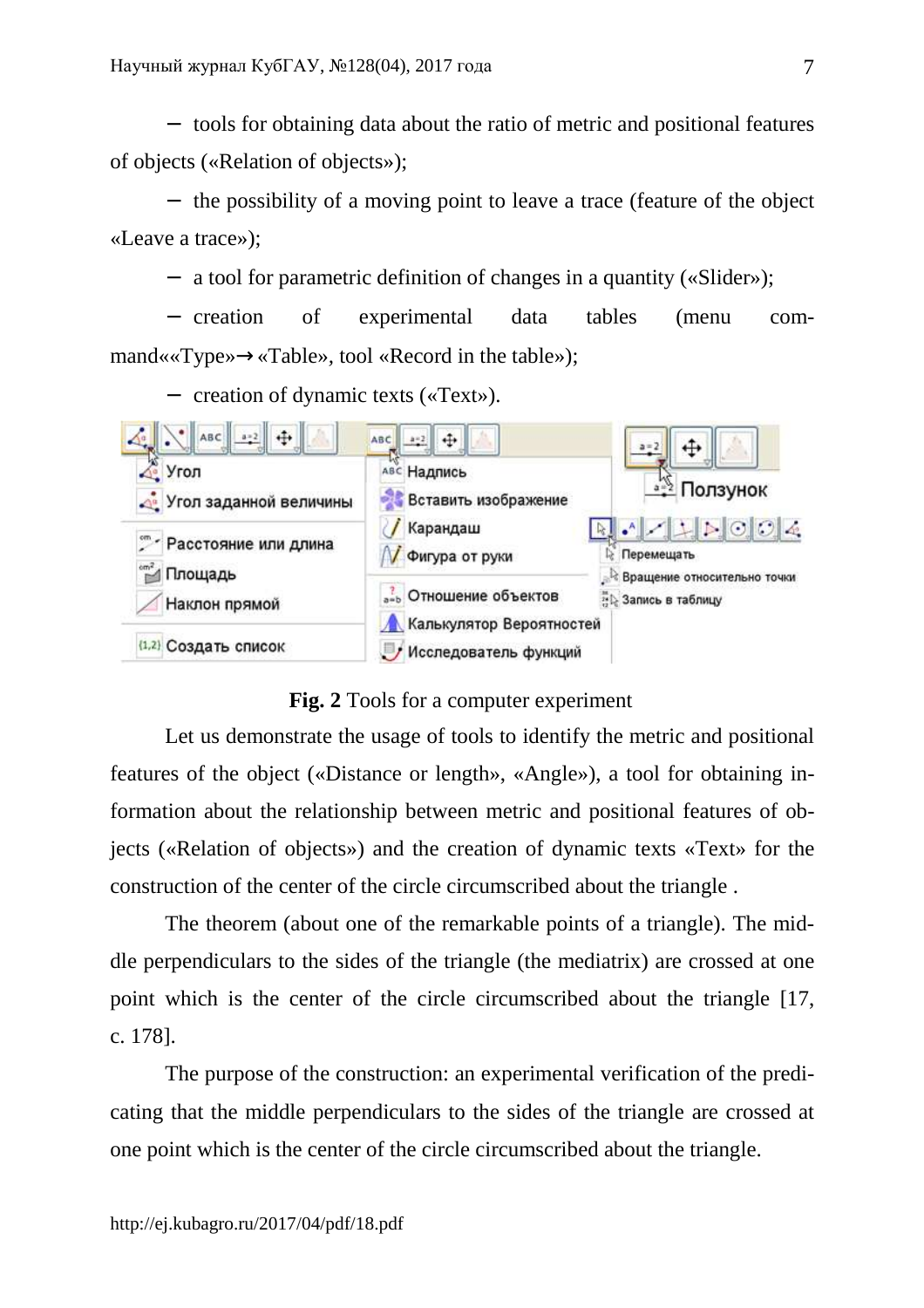– tools for obtaining data about the ratio of metric and positional features of objects («Relation of objects»);

– the possibility of a moving point to leave a trace (feature of the object «Leave a trace»);

– a tool for parametric definition of changes in a quantity («Slider»);

– creation of experimental data tables (menu command««Type»→«Table», tool «Record in the table»);

– creation of dynamic texts («Text»).

**Fig. 2** Tools for a computer experiment

Let us demonstrate the usage of tools to identify the metric and positional features of the object («Distance or length», «Angle»), a tool for obtaining information about the relationship between metric and positional features of objects («Relation of objects») and the creation of dynamic texts «Text» for the construction of the center of the circle circumscribed about the triangle .

The theorem (about one of the remarkable points of a triangle). The middle perpendiculars to the sides of the triangle (the mediatrix) are crossed at one point which is the center of the circle circumscribed about the triangle [17, c. 178].

The purpose of the construction: an experimental verification of the predicating that the middle perpendiculars to the sides of the triangle are crossed at one point which is the center of the circle circumscribed about the triangle.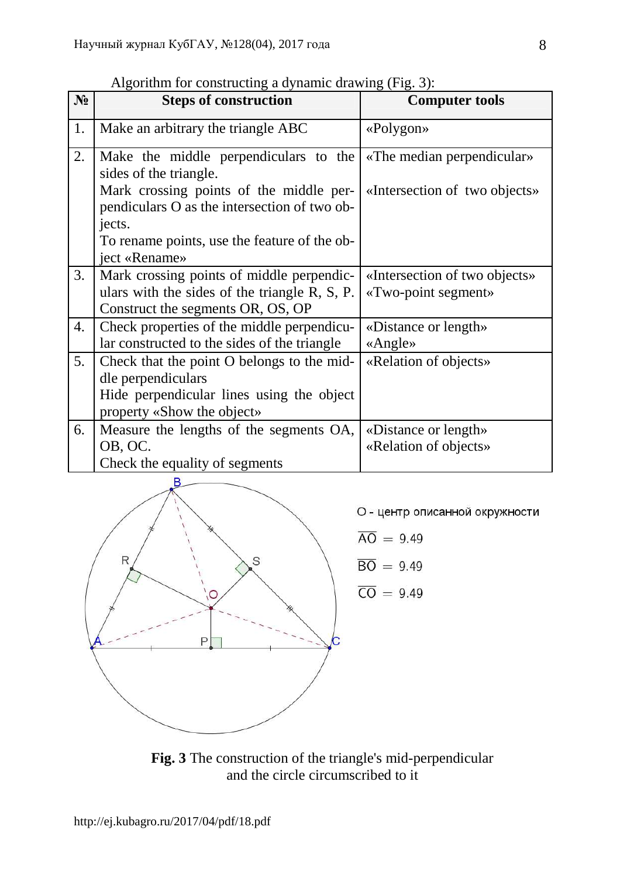Algorithm for constructing a dynamic drawing (Fig. 3):

| № | Steps of construction | Computer tools |
|---|---|---|
| 1. | Make an arbitrary the triangle ABC | «Polygon» |
| 2. | Make the middle perpendiculars to the sides of the triangle. Mark crossing points of the middle perpendiculars O as the intersection of two objects. To rename points, use the feature of the object «Rename» | «The median perpendicular» «Intersection of two objects» |
| 3. | Mark crossing points of middle perpendiculars with the sides of the triangle R, S, P. Construct the segments OR, OS, OP | «Intersection of two objects» «Two-point segment» |
| 4. | Check properties of the middle perpendicular constructed to the sides of the triangle | «Distance or length» «Angle» |
| 5. | Check that the point O belongs to the middle perpendiculars Hide perpendicular lines using the object property «Show the object» | «Relation of objects» |
| 6. | Measure the lengths of the segments OA, OB, OC. Check the equality of segments | «Distance or length» «Relation of objects» |

O - центр описанной окружности

$\overline{AO} = 9.49$

$\overline{BO} = 9.49$

$\overline{CO} = 9.49$

**Fig. 3** The construction of the triangle's mid-perpendicular and the circle circumscribed to it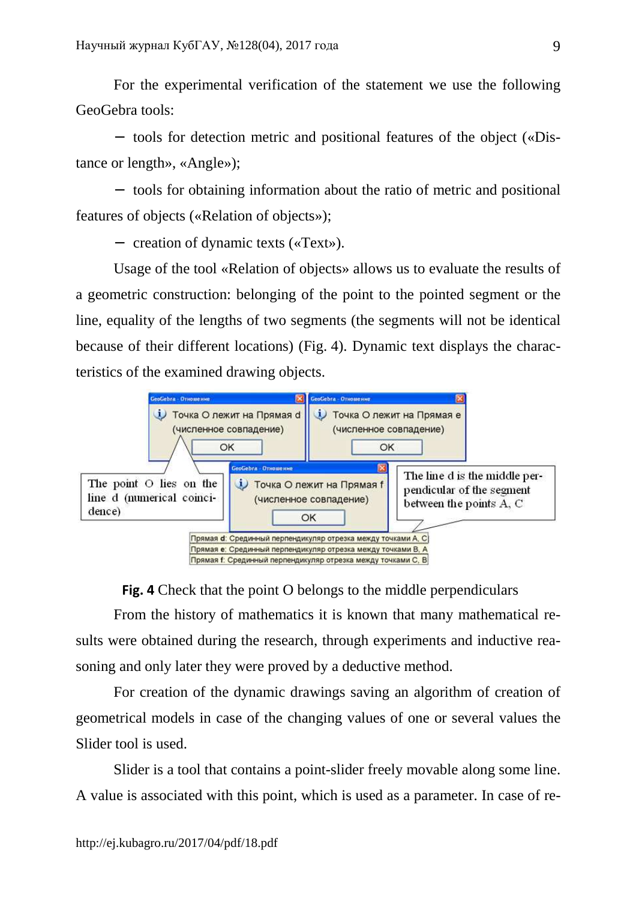For the experimental verification of the statement we use the following GeoGebra tools:

− tools for detection metric and positional features of the object («Distance or length», «Angle»);

− tools for obtaining information about the ratio of metric and positional features of objects («Relation of objects»);

− creation of dynamic texts («Text»).

Usage of the tool «Relation of objects» allows us to evaluate the results of a geometric construction: belonging of the point to the pointed segment or the line, equality of the lengths of two segments (the segments will not be identical because of their different locations) (Fig. 4). Dynamic text displays the characteristics of the examined drawing objects.

GeoGebra - Отношение

Точка O лежит на Прямая d (численное совпадение)

OK

GeoGebra - Отношение

Точка O лежит на Прямая e (численное совпадение)

OK

GeoGebra - Отношение

Точка O лежит на Прямая f (численное совпадение)

OK

The point O lies on the line d (numerical coincidence)

The line d is the middle perpendicular of the segment between the points A, C

Прямая d: Срединный перпендикуляр отрезка между точками A, C
Прямая e: Срединный перпендикуляр отрезка между точками B, A
Прямая f: Срединный перпендикуляр отрезка между точками C, B

**Fig. 4** Check that the point O belongs to the middle perpendiculars

From the history of mathematics it is known that many mathematical results were obtained during the research, through experiments and inductive reasoning and only later they were proved by a deductive method.

For creation of the dynamic drawings saving an algorithm of creation of geometrical models in case of the changing values of one or several values the Slider tool is used.

Slider is a tool that contains a point-slider freely movable along some line. A value is associated with this point, which is used as a parameter. In case of re-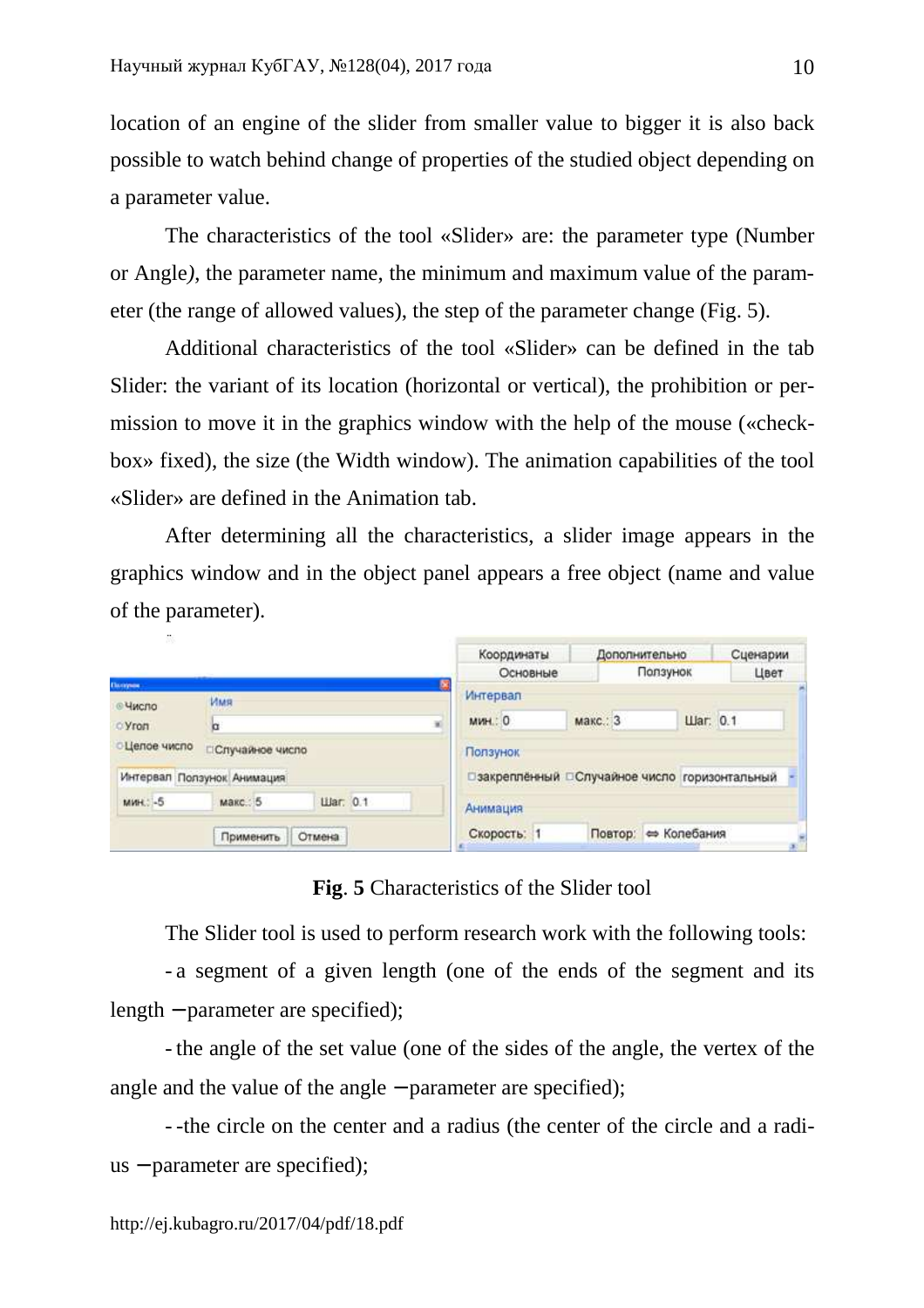location of an engine of the slider from smaller value to bigger it is also back possible to watch behind change of properties of the studied object depending on a parameter value.

The characteristics of the tool «Slider» are: the parameter type (Number or Angle*)*, the parameter name, the minimum and maximum value of the parameter (the range of allowed values), the step of the parameter change (Fig. 5).

Additional characteristics of the tool «Slider» can be defined in the tab Slider: the variant of its location (horizontal or vertical), the prohibition or permission to move it in the graphics window with the help of the mouse («checkbox» fixed), the size (the Width window). The animation capabilities of the tool «Slider» are defined in the Animation tab.

After determining all the characteristics, a slider image appears in the graphics window and in the object panel appears a free object (name and value of the parameter).

**Fig**. **5** Characteristics of the Slider tool

The Slider tool is used to perform research work with the following tools:

- a segment of a given length (one of the ends of the segment and its length − parameter are specified);

- the angle of the set value (one of the sides of the angle, the vertex of the angle and the value of the angle − parameter are specified);

- -the circle on the center and a radius (the center of the circle and a radius − parameter are specified);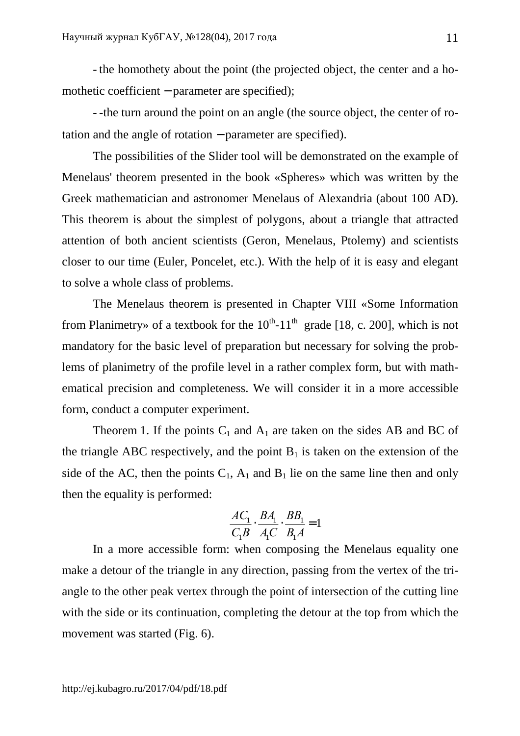- the homothety about the point (the projected object, the center and a homothetic coefficient – parameter are specified);

- -the turn around the point on an angle (the source object, the center of rotation and the angle of rotation – parameter are specified).

The possibilities of the Slider tool will be demonstrated on the example of Menelaus' theorem presented in the book «Spheres» which was written by the Greek mathematician and astronomer Menelaus of Alexandria (about 100 AD). This theorem is about the simplest of polygons, about a triangle that attracted attention of both ancient scientists (Geron, Menelaus, Ptolemy) and scientists closer to our time (Euler, Poncelet, etc.). With the help of it is easy and elegant to solve a whole class of problems.

The Menelaus theorem is presented in Chapter VIII «Some Information from Planimetry» of a textbook for the $10^{th}$-$11^{th}$ grade [18, c. 200], which is not mandatory for the basic level of preparation but necessary for solving the problems of planimetry of the profile level in a rather complex form, but with mathematical precision and completeness. We will consider it in a more accessible form, conduct a computer experiment.

Theorem 1. If the points $C_1$ and $A_1$ are taken on the sides AB and BC of the triangle ABC respectively, and the point $B_1$ is taken on the extension of the side of the AC, then the points $C_1$, $A_1$ and $B_1$ lie on the same line then and only then the equality is performed:

$$\frac{AC_1}{C_1B} \cdot \frac{BA_1}{A_1C} \cdot \frac{BB_1}{B_1A} = 1$$

In a more accessible form: when composing the Menelaus equality one make a detour of the triangle in any direction, passing from the vertex of the triangle to the other peak vertex through the point of intersection of the cutting line with the side or its continuation, completing the detour at the top from which the movement was started (Fig. 6).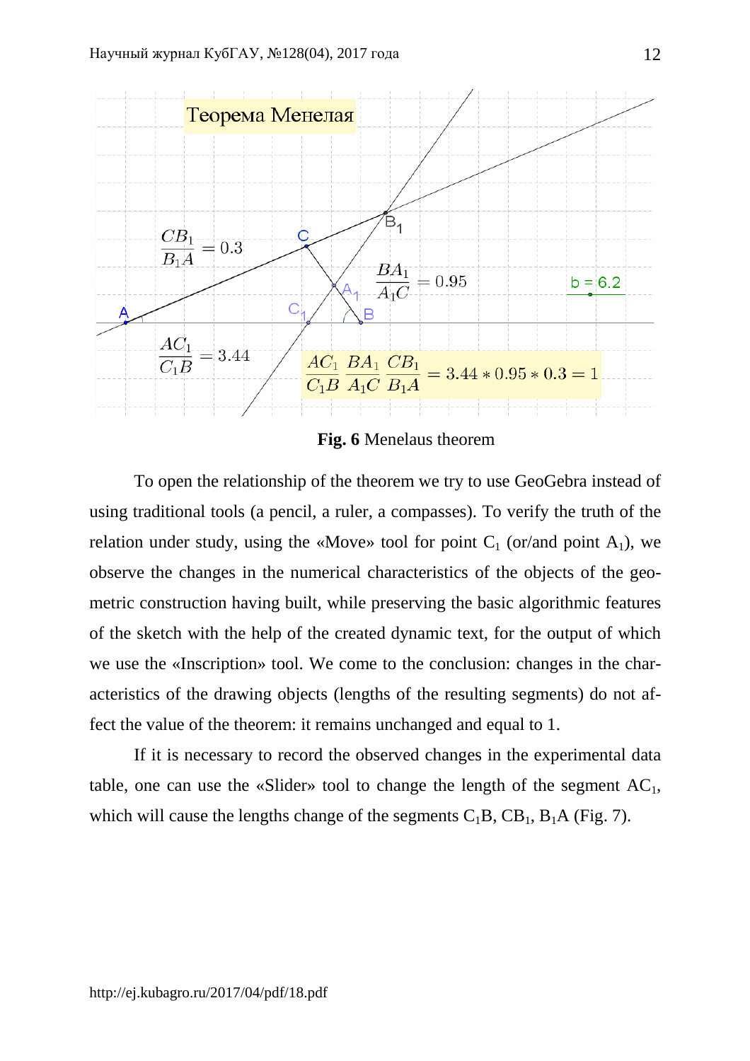**Fig. 6** Menelaus theorem

To open the relationship of the theorem we try to use GeoGebra instead of using traditional tools (a pencil, a ruler, a compasses). To verify the truth of the relation under study, using the «Move» tool for point $C_1$ (or/and point $A_1$), we observe the changes in the numerical characteristics of the objects of the geometric construction having built, while preserving the basic algorithmic features of the sketch with the help of the created dynamic text, for the output of which we use the «Inscription» tool. We come to the conclusion: changes in the characteristics of the drawing objects (lengths of the resulting segments) do not affect the value of the theorem: it remains unchanged and equal to 1.

If it is necessary to record the observed changes in the experimental data table, one can use the «Slider» tool to change the length of the segment $AC_1$, which will cause the lengths change of the segments $C_1B$, $CB_1$, $B_1A$ (Fig. 7).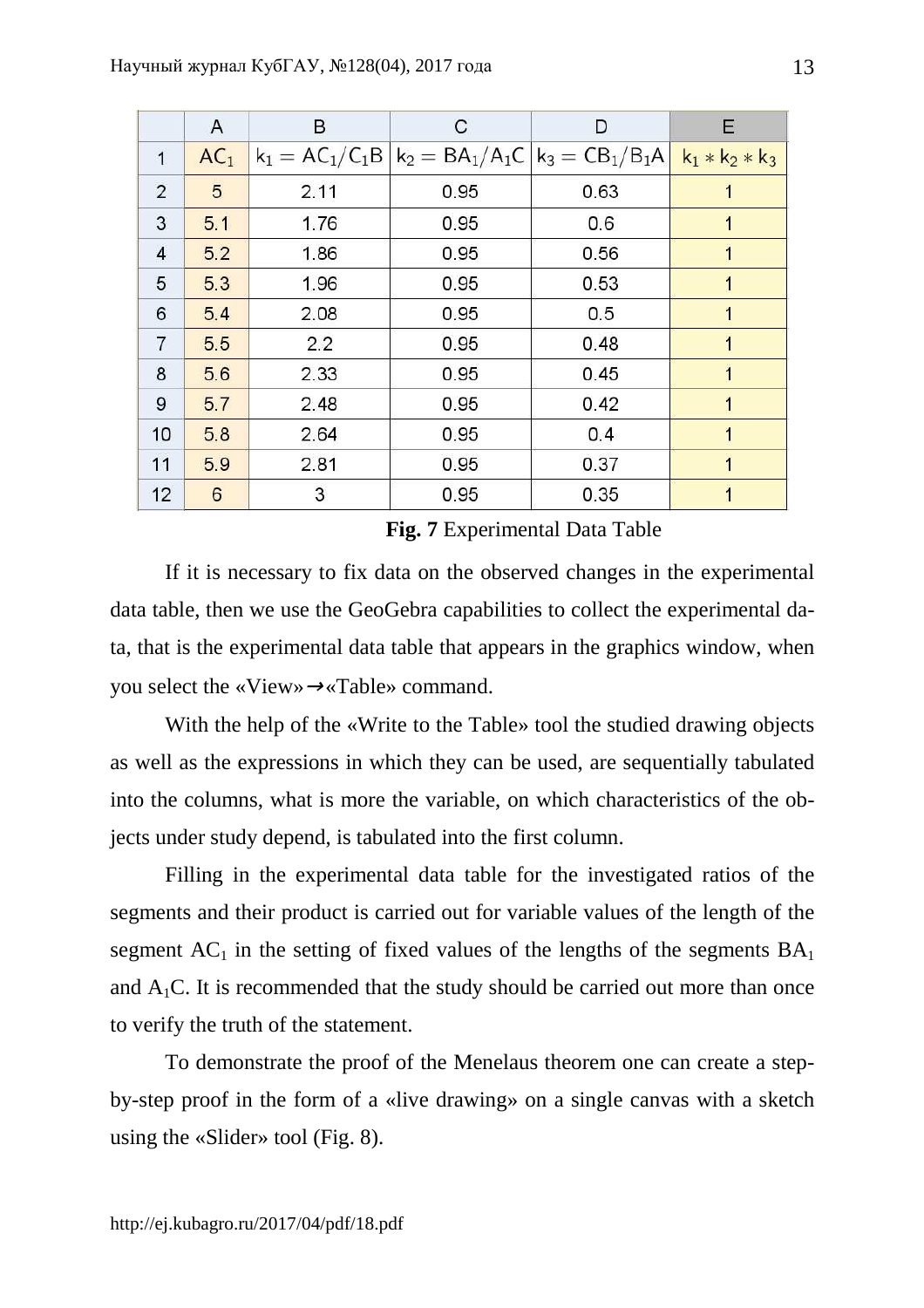|  | A | B | C | D | E |
|---|---|---|---|---|---|
| 1 | $AC_1$ | $k_1 = AC_1/C_1B$ | $k_2 = BA_1/A_1C$ | $k_3 = CB_1/B_1A$ | $k_1 * k_2 * k_3$ |
| 2 | 5 | 2.11 | 0.95 | 0.63 | 1 |
| 3 | 5.1 | 1.76 | 0.95 | 0.6 | 1 |
| 4 | 5.2 | 1.86 | 0.95 | 0.56 | 1 |
| 5 | 5.3 | 1.96 | 0.95 | 0.53 | 1 |
| 6 | 5.4 | 2.08 | 0.95 | 0.5 | 1 |
| 7 | 5.5 | 2.2 | 0.95 | 0.48 | 1 |
| 8 | 5.6 | 2.33 | 0.95 | 0.45 | 1 |
| 9 | 5.7 | 2.48 | 0.95 | 0.42 | 1 |
| 10 | 5.8 | 2.64 | 0.95 | 0.4 | 1 |
| 11 | 5.9 | 2.81 | 0.95 | 0.37 | 1 |
| 12 | 6 | 3 | 0.95 | 0.35 | 1 |

**Fig. 7** Experimental Data Table

If it is necessary to fix data on the observed changes in the experimental data table, then we use the GeoGebra capabilities to collect the experimental data, that is the experimental data table that appears in the graphics window, when you select the «View»→«Table» command.

With the help of the «Write to the Table» tool the studied drawing objects as well as the expressions in which they can be used, are sequentially tabulated into the columns, what is more the variable, on which characteristics of the objects under study depend, is tabulated into the first column.

Filling in the experimental data table for the investigated ratios of the segments and their product is carried out for variable values of the length of the segment $AC_1$ in the setting of fixed values of the lengths of the segments $BA_1$ and $A_1C$. It is recommended that the study should be carried out more than once to verify the truth of the statement.

To demonstrate the proof of the Menelaus theorem one can create a step-by-step proof in the form of a «live drawing» on a single canvas with a sketch using the «Slider» tool (Fig. 8).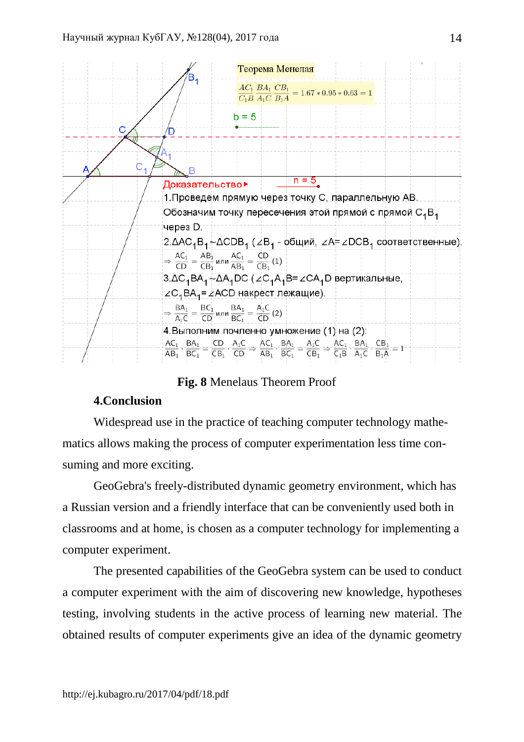Теорема Менелая

$$\frac{AC_1}{C_1B}\frac{BA_1}{A_1C}\frac{CB_1}{B_1A} = 1.67 * 0.95 * 0.63 = 1$$

b = 5

n = 5

Доказательство▸

1.Проведем прямую через точку C, параллельную AB. Обозначим точку пересечения этой прямой с прямой $C_1B_1$ через D.

2.$\Delta AC_1B_1 \sim \Delta CDB_1$ ($\angle B_1$ - общий, $\angle A = \angle DCB_1$ соответственные).

$$\Rightarrow \frac{AC_1}{CD} = \frac{AB_1}{CB_1} \text{ или } \frac{AC_1}{AB_1} = \frac{CD}{CB_1} \ (1)$$

3.$\Delta C_1BA_1 \sim \Delta A_1DC$ ($\angle C_1A_1B = \angle CA_1D$ вертикальные, $\angle C_1BA_1 = \angle ACD$ накрест лежащие).

$$\Rightarrow \frac{BA_1}{A_1C} = \frac{BC_1}{CD} \text{ или } \frac{BA_1}{BC_1} = \frac{A_1C}{CD} \ (2)$$

4.Выполним почленно умножение (1) на (2):

$$\frac{AC_1}{AB_1} \cdot \frac{BA_1}{BC_1} = \frac{CD}{CB_1} \cdot \frac{A_1C}{CD} \Rightarrow \frac{AC_1}{AB_1} \cdot \frac{BA_1}{BC_1} = \frac{A_1C}{CB_1} \Rightarrow \frac{AC_1}{C_1B} \cdot \frac{BA_1}{A_1C} \cdot \frac{CB_1}{B_1A} = 1$$

**Fig. 8** Menelaus Theorem Proof

## 4.Conclusion

Widespread use in the practice of teaching computer technology mathematics allows making the process of computer experimentation less time consuming and more exciting.

GeoGebra's freely-distributed dynamic geometry environment, which has a Russian version and a friendly interface that can be conveniently used both in classrooms and at home, is chosen as a computer technology for implementing a computer experiment.

The presented capabilities of the GeoGebra system can be used to conduct a computer experiment with the aim of discovering new knowledge, hypotheses testing, involving students in the active process of learning new material. The obtained results of computer experiments give an idea of the dynamic geometry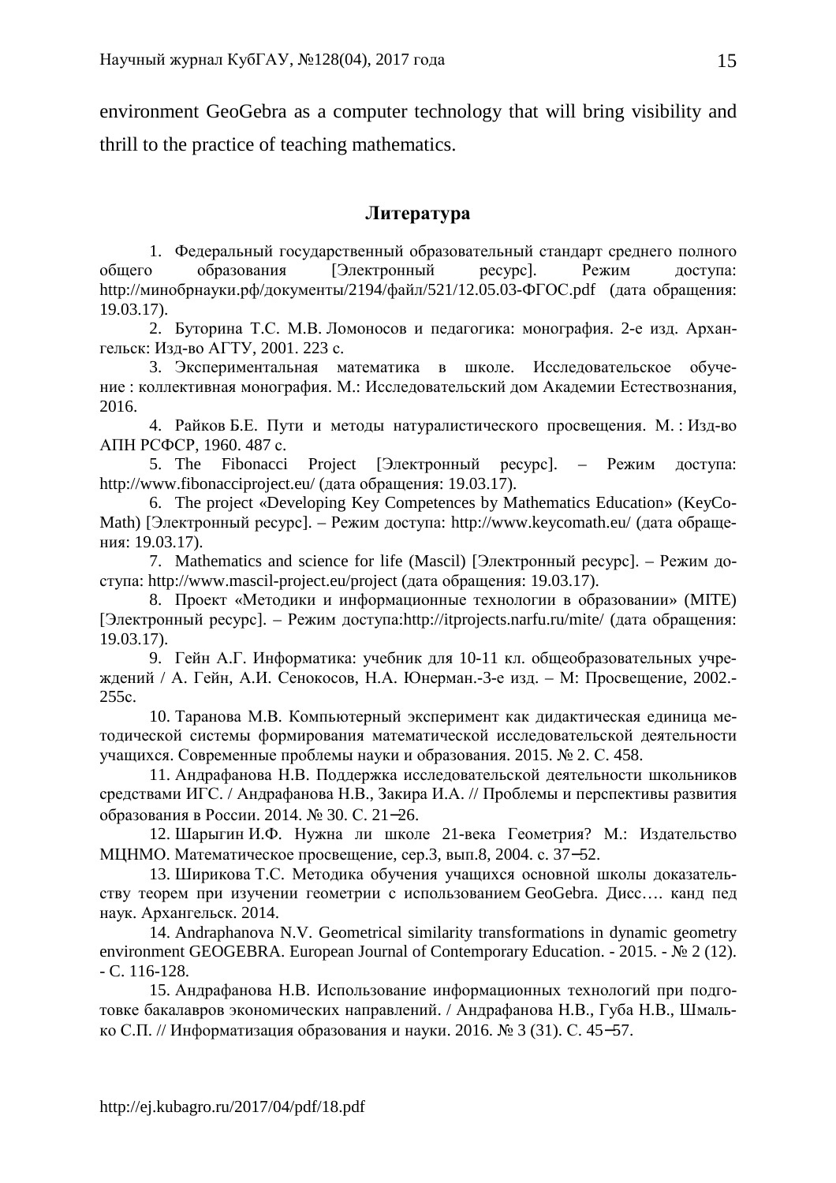environment GeoGebra as a computer technology that will bring visibility and thrill to the practice of teaching mathematics.

## Литература

1. Федеральный государственный образовательный стандарт среднего полного общего образования [Электронный ресурс]. Режим доступа: http://минобрнауки.рф/документы/2194/файл/521/12.05.03-ФГОС.pdf (дата обращения: 19.03.17).

2. Буторина Т.С. М.В. Ломоносов и педагогика: монография. 2-е изд. Архангельск: Изд-во АГТУ, 2001. 223 с.

3. Экспериментальная математика в школе. Исследовательское обучение : коллективная монография. М.: Исследовательский дом Академии Естествознания, 2016.

4. Райков Б.Е. Пути и методы натуралистического просвещения. М. : Изд-во АПН РСФСР, 1960. 487 с.

5. The Fibonacci Project [Электронный ресурс]. – Режим доступа: http://www.fibonacciproject.eu/ (дата обращения: 19.03.17).

6. The project «Developing Key Competences by Mathematics Education» (KeyCoMath) [Электронный ресурс]. – Режим доступа: http://www.keycomath.eu/ (дата обращения: 19.03.17).

7. Mathematics and science for life (Mascil) [Электронный ресурс]. – Режим доступа: http://www.mascil-project.eu/project (дата обращения: 19.03.17).

8. Проект «Методики и информационные технологии в образовании» (MITE) [Электронный ресурс]. – Режим доступа:http://itprojects.narfu.ru/mite/ (дата обращения: 19.03.17).

9. Гейн А.Г. Информатика: учебник для 10-11 кл. общеобразовательных учреждений / А. Гейн, А.И. Сенокосов, Н.А. Юнерман.-3-е изд. – М: Просвещение, 2002.- 255с.

10. Таранова М.В. Компьютерный эксперимент как дидактическая единица методической системы формирования математической исследовательской деятельности учащихся. Современные проблемы науки и образования. 2015. № 2. С. 458.

11. Андрафанова Н.В. Поддержка исследовательской деятельности школьников средствами ИГС. / Андрафанова Н.В., Закира И.А. // Проблемы и перспективы развития образования в России. 2014. № 30. С. 21–26.

12. Шарыгин И.Ф. Нужна ли школе 21-века Геометрия? М.: Издательство МЦНМО. Математическое просвещение, сер.3, вып.8, 2004. с. 37–52.

13. Ширикова Т.С. Методика обучения учащихся основной школы доказательству теорем при изучении геометрии с использованием GeoGebra. Дисс…. канд пед наук. Архангельск. 2014.

14. Andraphanova N.V. Geometrical similarity transformations in dynamic geometry environment GEOGEBRA. European Journal of Contemporary Education. - 2015. - № 2 (12). - С. 116-128.

15. Андрафанова Н.В. Использование информационных технологий при подготовке бакалавров экономических направлений. / Андрафанова Н.В., Губа Н.В., Шмалько С.П. // Информатизация образования и науки. 2016. № 3 (31). С. 45–57.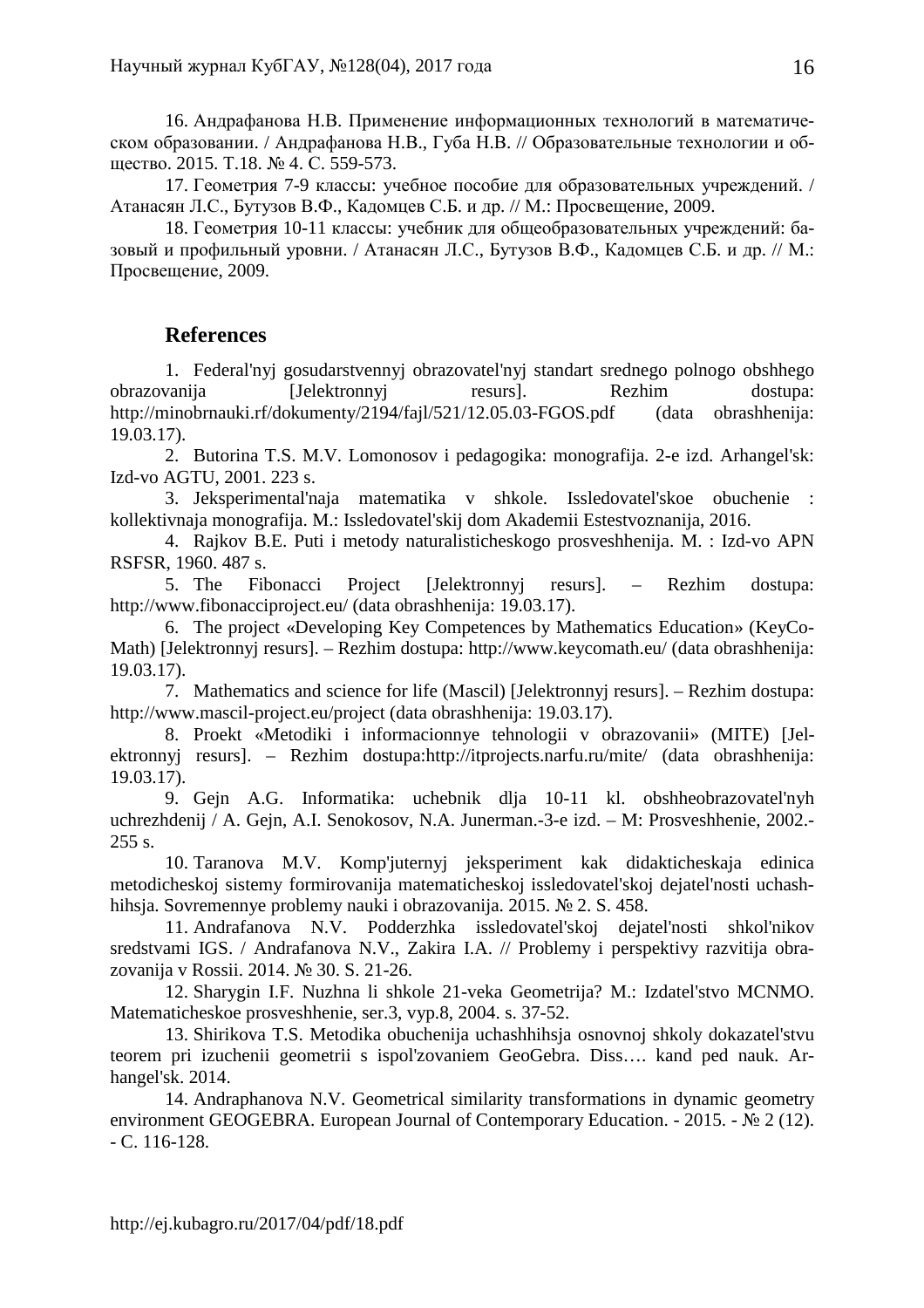16. Андрафанова Н.В. Применение информационных технологий в математическом образовании. / Андрафанова Н.В., Губа Н.В. // Образовательные технологии и общество. 2015. Т.18. № 4. С. 559-573.

17. Геометрия 7-9 классы: учебное пособие для образовательных учреждений. / Атанасян Л.С., Бутузов В.Ф., Кадомцев С.Б. и др. // М.: Просвещение, 2009.

18. Геометрия 10-11 классы: учебник для общеобразовательных учреждений: базовый и профильный уровни. / Атанасян Л.С., Бутузов В.Ф., Кадомцев С.Б. и др. // М.: Просвещение, 2009.

## References

1. Federal'nyj gosudarstvennyj obrazovatel'nyj standart srednego polnogo obshhego obrazovanija [Jelektronnyj resurs]. Rezhim dostupa: http://minobrnauki.rf/dokumenty/2194/fajl/521/12.05.03-FGOS.pdf (data obrashhenija: 19.03.17).
2. Butorina T.S. M.V. Lomonosov i pedagogika: monografija. 2-e izd. Arhangel'sk: Izd-vo AGTU, 2001. 223 s.
3. Jeksperimental'naja matematika v shkole. Issledovatel'skoe obuchenie : kollektivnaja monografija. M.: Issledovatel'skij dom Akademii Estestvoznanija, 2016.
4. Rajkov B.E. Puti i metody naturalisticheskogo prosveshhenija. M. : Izd-vo APN RSFSR, 1960. 487 s.
5. The Fibonacci Project [Jelektronnyj resurs]. – Rezhim dostupa: http://www.fibonacciproject.eu/ (data obrashhenija: 19.03.17).
6. The project «Developing Key Competences by Mathematics Education» (KeyCoMath) [Jelektronnyj resurs]. – Rezhim dostupa: http://www.keycomath.eu/ (data obrashhenija: 19.03.17).
7. Mathematics and science for life (Mascil) [Jelektronnyj resurs]. – Rezhim dostupa: http://www.mascil-project.eu/project (data obrashhenija: 19.03.17).
8. Proekt «Metodiki i informacionnye tehnologii v obrazovanii» (MITE) [Jelektronnyj resurs]. – Rezhim dostupa:http://itprojects.narfu.ru/mite/ (data obrashhenija: 19.03.17).
9. Gejn A.G. Informatika: uchebnik dlja 10-11 kl. obshheobrazovatel'nyh uchrezhdenij / A. Gejn, A.I. Senokosov, N.A. Junerman.-3-e izd. – M: Prosveshhenie, 2002.- 255 s.
10. Taranova M.V. Komp'juternyj jeksperiment kak didakticheskaja edinica metodicheskoj sistemy formirovanija matematicheskoj issledovatel'skoj dejatel'nosti uchashhihsja. Sovremennye problemy nauki i obrazovanija. 2015. № 2. S. 458.
11. Andrafanova N.V. Podderzhka issledovatel'skoj dejatel'nosti shkol'nikov sredstvami IGS. / Andrafanova N.V., Zakira I.A. // Problemy i perspektivy razvitija obrazovanija v Rossii. 2014. № 30. S. 21-26.
12. Sharygin I.F. Nuzhna li shkole 21-veka Geometrija? M.: Izdatel'stvo MCNMO. Matematicheskoe prosveshhenie, ser.3, vyp.8, 2004. s. 37-52.
13. Shirikova T.S. Metodika obuchenija uchashhihsja osnovnoj shkoly dokazatel'stvu teorem pri izuchenii geometrii s ispol'zovaniem GeoGebra. Diss…. kand ped nauk. Arhangel'sk. 2014.
14. Andraphanova N.V. Geometrical similarity transformations in dynamic geometry environment GEOGEBRA. European Journal of Contemporary Education. - 2015. - № 2 (12). - C. 116-128.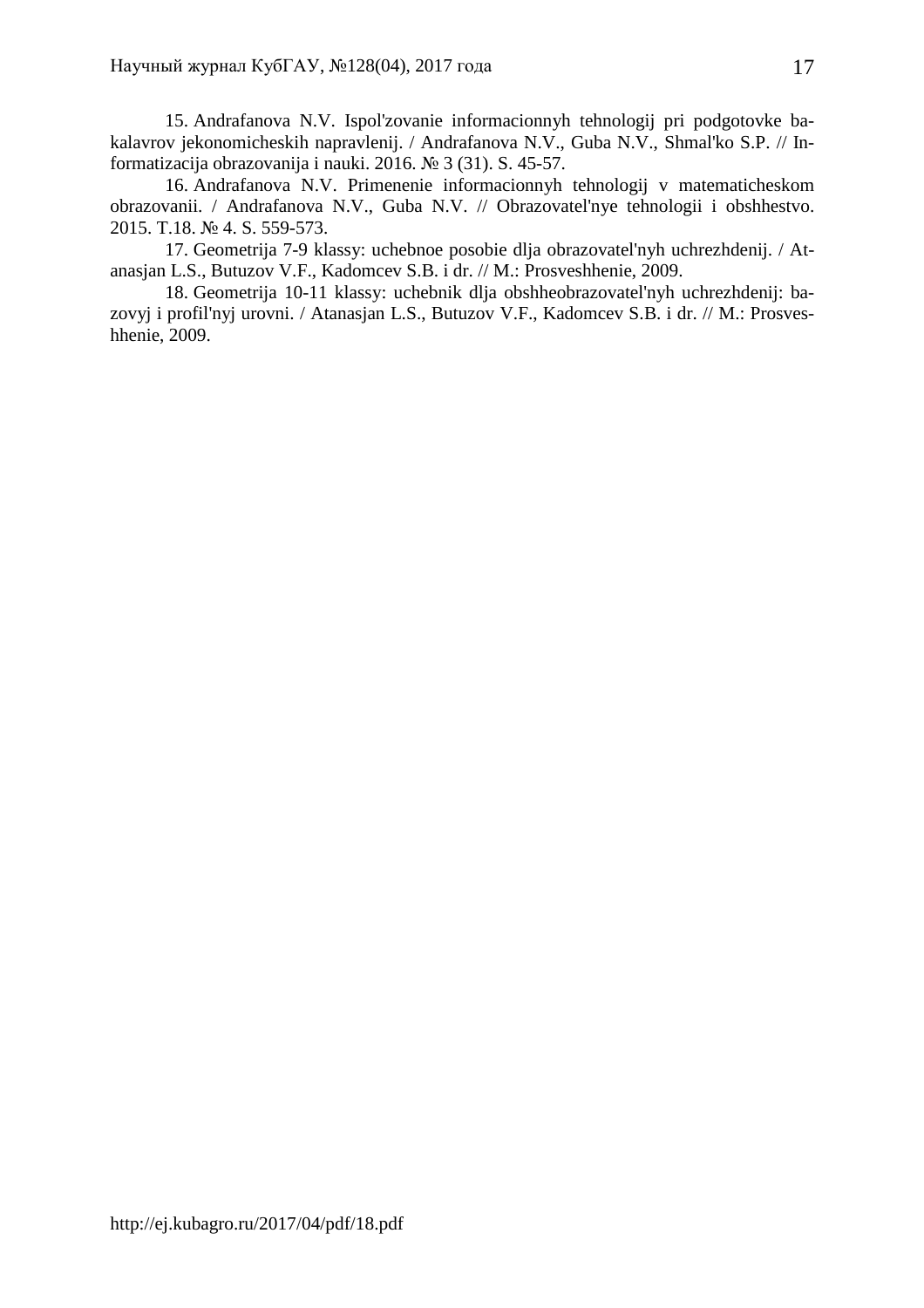15. Andrafanova N.V. Ispol'zovanie informacionnyh tehnologij pri podgotovke bakalavrov jekonomicheskih napravlenij. / Andrafanova N.V., Guba N.V., Shmal'ko S.P. // Informatizacija obrazovanija i nauki. 2016. № 3 (31). S. 45-57.

16. Andrafanova N.V. Primenenie informacionnyh tehnologij v matematicheskom obrazovanii. / Andrafanova N.V., Guba N.V. // Obrazovatel'nye tehnologii i obshhestvo. 2015. T.18. № 4. S. 559-573.

17. Geometrija 7-9 klassy: uchebnoe posobie dlja obrazovatel'nyh uchrezhdenij. / Atanasjan L.S., Butuzov V.F., Kadomcev S.B. i dr. // M.: Prosveshhenie, 2009.

18. Geometrija 10-11 klassy: uchebnik dlja obshheobrazovatel'nyh uchrezhdenij: bazovyj i profil'nyj urovni. / Atanasjan L.S., Butuzov V.F., Kadomcev S.B. i dr. // M.: Prosveshhenie, 2009.